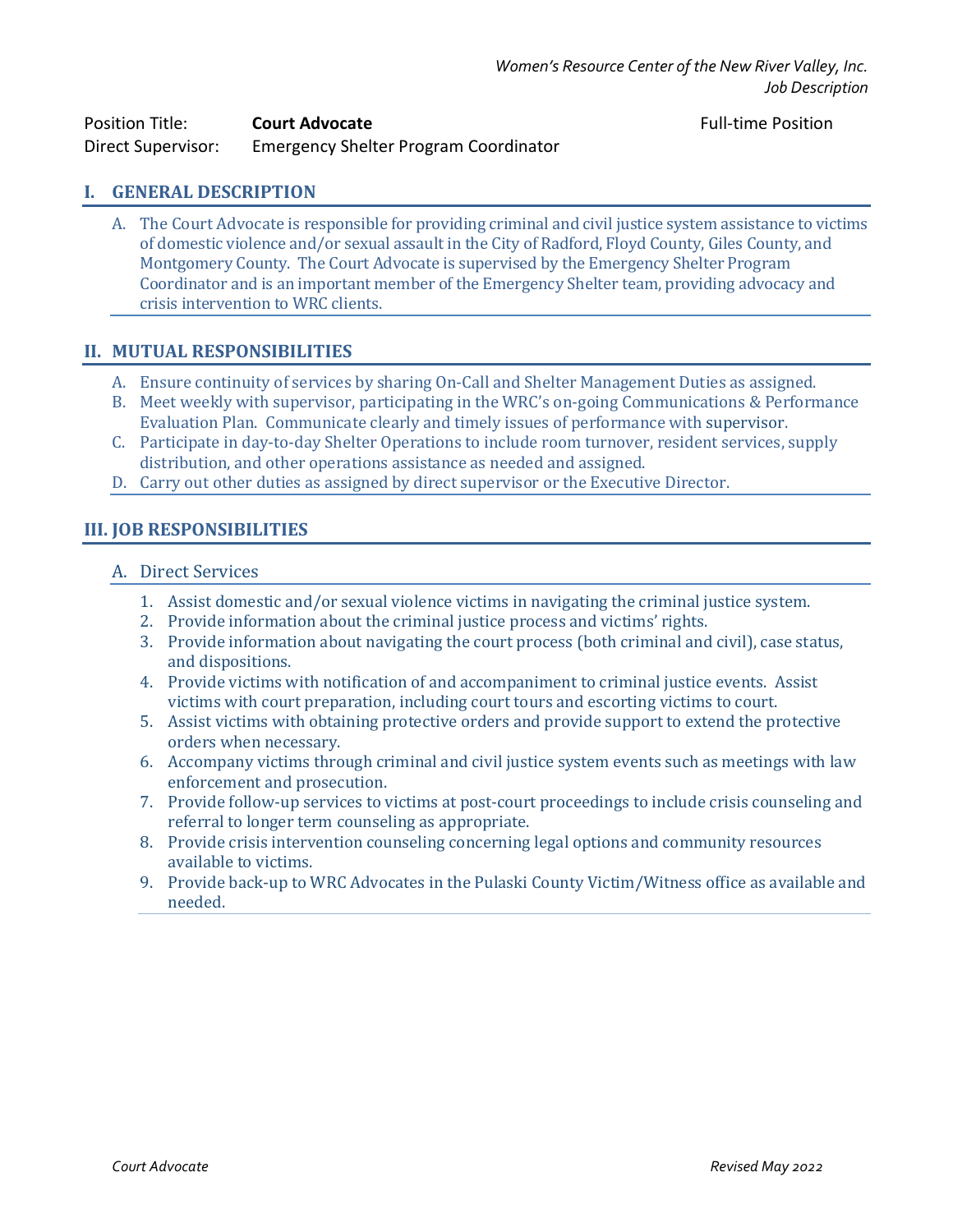*Women's Resource Center of the New River Valley, Inc.*
*Job Description*

Position Title: **Court Advocate** Full-time Position
Direct Supervisor: Emergency Shelter Program Coordinator

## I. GENERAL DESCRIPTION

A. The Court Advocate is responsible for providing criminal and civil justice system assistance to victims of domestic violence and/or sexual assault in the City of Radford, Floyd County, Giles County, and Montgomery County. The Court Advocate is supervised by the Emergency Shelter Program Coordinator and is an important member of the Emergency Shelter team, providing advocacy and crisis intervention to WRC clients.

## II. MUTUAL RESPONSIBILITIES

A. Ensure continuity of services by sharing On-Call and Shelter Management Duties as assigned.
B. Meet weekly with supervisor, participating in the WRC's on-going Communications & Performance Evaluation Plan. Communicate clearly and timely issues of performance with supervisor.
C. Participate in day-to-day Shelter Operations to include room turnover, resident services, supply distribution, and other operations assistance as needed and assigned.
D. Carry out other duties as assigned by direct supervisor or the Executive Director.

## III. JOB RESPONSIBILITIES

### A. Direct Services

1. Assist domestic and/or sexual violence victims in navigating the criminal justice system.
2. Provide information about the criminal justice process and victims' rights.
3. Provide information about navigating the court process (both criminal and civil), case status, and dispositions.
4. Provide victims with notification of and accompaniment to criminal justice events. Assist victims with court preparation, including court tours and escorting victims to court.
5. Assist victims with obtaining protective orders and provide support to extend the protective orders when necessary.
6. Accompany victims through criminal and civil justice system events such as meetings with law enforcement and prosecution.
7. Provide follow-up services to victims at post-court proceedings to include crisis counseling and referral to longer term counseling as appropriate.
8. Provide crisis intervention counseling concerning legal options and community resources available to victims.
9. Provide back-up to WRC Advocates in the Pulaski County Victim/Witness office as available and needed.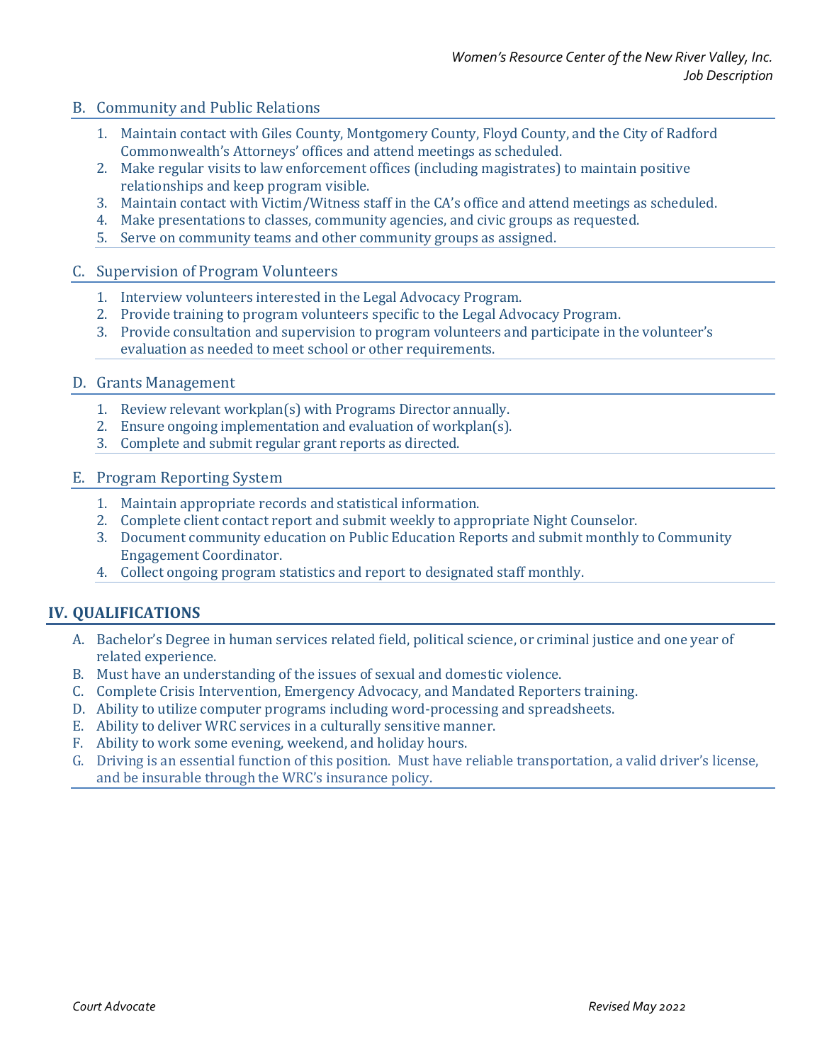### B. Community and Public Relations

1. Maintain contact with Giles County, Montgomery County, Floyd County, and the City of Radford Commonwealth's Attorneys' offices and attend meetings as scheduled.
2. Make regular visits to law enforcement offices (including magistrates) to maintain positive relationships and keep program visible.
3. Maintain contact with Victim/Witness staff in the CA's office and attend meetings as scheduled.
4. Make presentations to classes, community agencies, and civic groups as requested.
5. Serve on community teams and other community groups as assigned.

### C. Supervision of Program Volunteers

1. Interview volunteers interested in the Legal Advocacy Program.
2. Provide training to program volunteers specific to the Legal Advocacy Program.
3. Provide consultation and supervision to program volunteers and participate in the volunteer's evaluation as needed to meet school or other requirements.

### D. Grants Management

1. Review relevant workplan(s) with Programs Director annually.
2. Ensure ongoing implementation and evaluation of workplan(s).
3. Complete and submit regular grant reports as directed.

### E. Program Reporting System

1. Maintain appropriate records and statistical information.
2. Complete client contact report and submit weekly to appropriate Night Counselor.
3. Document community education on Public Education Reports and submit monthly to Community Engagement Coordinator.
4. Collect ongoing program statistics and report to designated staff monthly.

## IV. QUALIFICATIONS

A. Bachelor's Degree in human services related field, political science, or criminal justice and one year of related experience.
B. Must have an understanding of the issues of sexual and domestic violence.
C. Complete Crisis Intervention, Emergency Advocacy, and Mandated Reporters training.
D. Ability to utilize computer programs including word-processing and spreadsheets.
E. Ability to deliver WRC services in a culturally sensitive manner.
F. Ability to work some evening, weekend, and holiday hours.
G. Driving is an essential function of this position. Must have reliable transportation, a valid driver's license, and be insurable through the WRC's insurance policy.